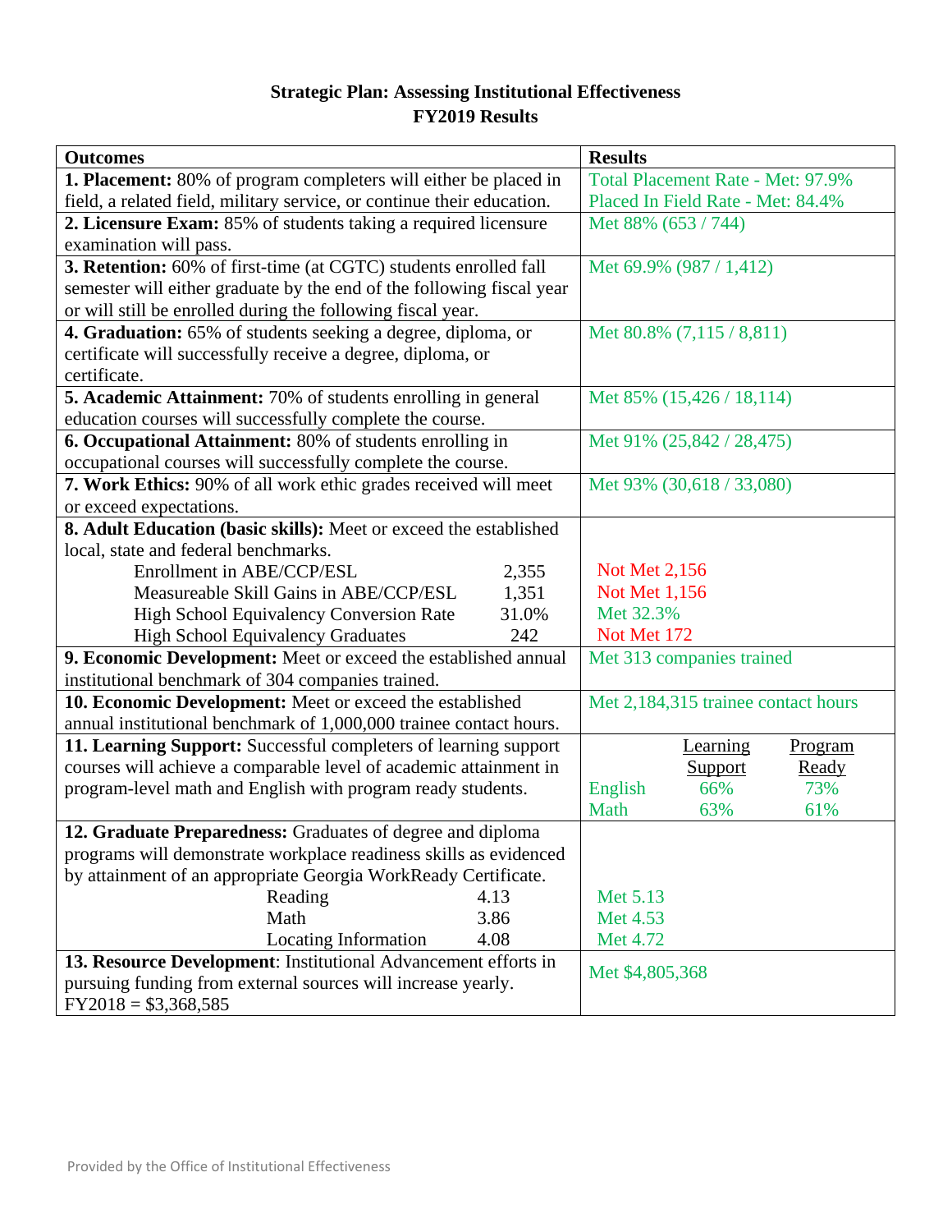# Strategic Plan: Assessing Institutional Effectiveness
## FY2019 Results

| Outcomes | Results |
|---|---|
| **1. Placement:** 80% of program completers will either be placed in field, a related field, military service, or continue their education. | Total Placement Rate - Met: 97.9%<br>Placed In Field Rate - Met: 84.4% |
| **2. Licensure Exam:** 85% of students taking a required licensure examination will pass. | Met 88% (653 / 744) |
| **3. Retention:** 60% of first-time (at CGTC) students enrolled fall semester will either graduate by the end of the following fiscal year or will still be enrolled during the following fiscal year. | Met 69.9% (987 / 1,412) |
| **4. Graduation:** 65% of students seeking a degree, diploma, or certificate will successfully receive a degree, diploma, or certificate. | Met 80.8% (7,115 / 8,811) |
| **5. Academic Attainment:** 70% of students enrolling in general education courses will successfully complete the course. | Met 85% (15,426 / 18,114) |
| **6. Occupational Attainment:** 80% of students enrolling in occupational courses will successfully complete the course. | Met 91% (25,842 / 28,475) |
| **7. Work Ethics:** 90% of all work ethic grades received will meet or exceed expectations. | Met 93% (30,618 / 33,080) |
| **8. Adult Education (basic skills):** Meet or exceed the established local, state and federal benchmarks.<br>Enrollment in ABE/CCP/ESL 2,355<br>Measureable Skill Gains in ABE/CCP/ESL 1,351<br>High School Equivalency Conversion Rate 31.0%<br>High School Equivalency Graduates 242 | <br><br>Not Met 2,156<br>Not Met 1,156<br>Met 32.3%<br>Not Met 172 |
| **9. Economic Development:** Meet or exceed the established annual institutional benchmark of 304 companies trained. | Met 313 companies trained |
| **10. Economic Development:** Meet or exceed the established annual institutional benchmark of 1,000,000 trainee contact hours. | Met 2,184,315 trainee contact hours |
| **11. Learning Support:** Successful completers of learning support courses will achieve a comparable level of academic attainment in program-level math and English with program ready students. | Learning Support / Program Ready<br>English 66% / 73%<br>Math 63% / 61% |
| **12. Graduate Preparedness:** Graduates of degree and diploma programs will demonstrate workplace readiness skills as evidenced by attainment of an appropriate Georgia WorkReady Certificate.<br>Reading 4.13<br>Math 3.86<br>Locating Information 4.08 | <br><br><br>Met 5.13<br>Met 4.53<br>Met 4.72 |
| **13. Resource Development**: Institutional Advancement efforts in pursuing funding from external sources will increase yearly.<br>FY2018 = $3,368,585 | Met $4,805,368 |

Provided by the Office of Institutional Effectiveness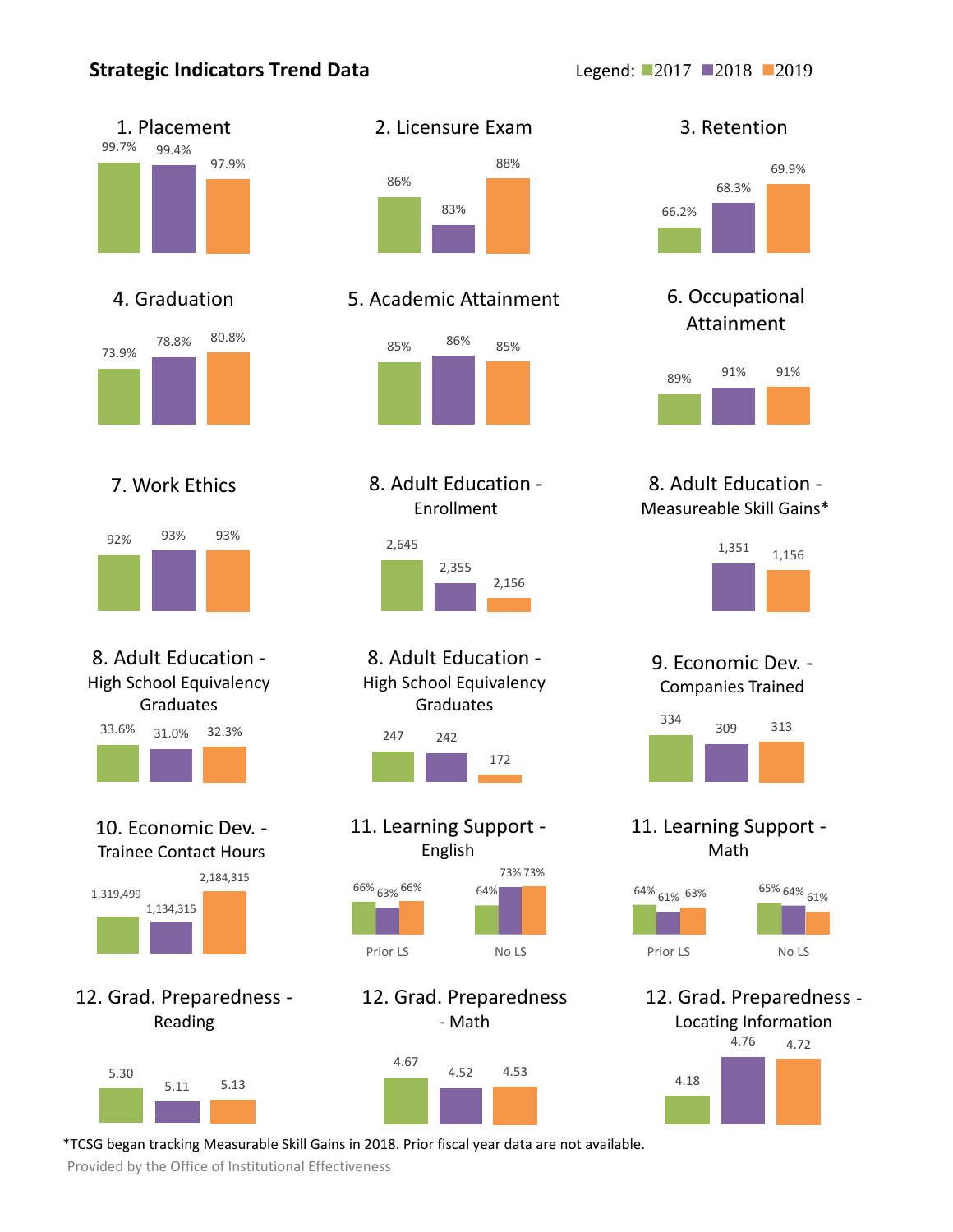**Strategic Indicators Trend Data**

Legend: 2017 2018 2019

1. Placement

99.7% 99.4% 97.9%

2. Licensure Exam

86% 83% 88%

3. Retention

66.2% 68.3% 69.9%

4. Graduation

73.9% 78.8% 80.8%

5. Academic Attainment

85% 86% 85%

6. Occupational Attainment

89% 91% 91%

7. Work Ethics

92% 93% 93%

8. Adult Education - Enrollment

2,645 2,355 2,156

8. Adult Education - Measureable Skill Gains*

1,351 1,156

8. Adult Education - High School Equivalency Graduates

33.6% 31.0% 32.3%

8. Adult Education - High School Equivalency Graduates

247 242 172

9. Economic Dev. - Companies Trained

334 309 313

10. Economic Dev. - Trainee Contact Hours

1,319,499 1,134,315 2,184,315

11. Learning Support - English

66% 63% 66%

Prior LS

64% 73% 73%

No LS

11. Learning Support - Math

64% 61% 63%

Prior LS

65% 64% 61%

No LS

12. Grad. Preparedness - Reading

5.30 5.11 5.13

12. Grad. Preparedness - Math

4.67 4.52 4.53

12. Grad. Preparedness - Locating Information

4.18 4.76 4.72

*TCSG began tracking Measurable Skill Gains in 2018. Prior fiscal year data are not available.

Provided by the Office of Institutional Effectiveness